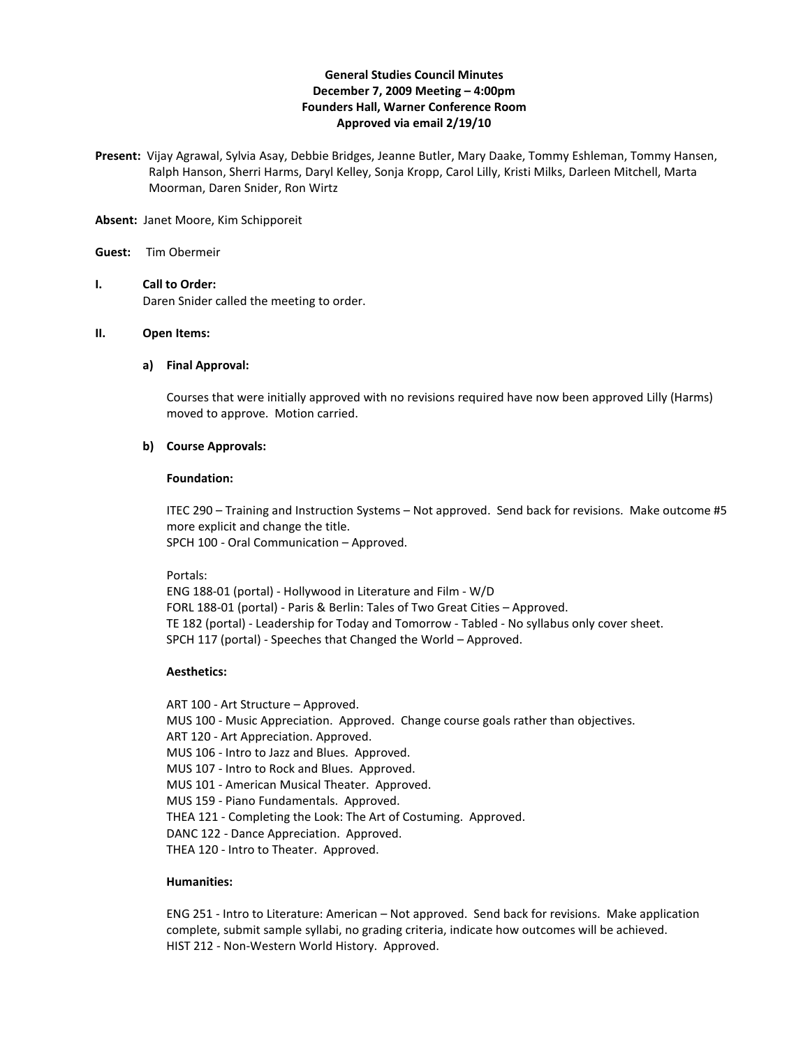**General Studies Council Minutes**
**December 7, 2009 Meeting – 4:00pm**
**Founders Hall, Warner Conference Room**
**Approved via email 2/19/10**

**Present:** Vijay Agrawal, Sylvia Asay, Debbie Bridges, Jeanne Butler, Mary Daake, Tommy Eshleman, Tommy Hansen, Ralph Hanson, Sherri Harms, Daryl Kelley, Sonja Kropp, Carol Lilly, Kristi Milks, Darleen Mitchell, Marta Moorman, Daren Snider, Ron Wirtz

**Absent:** Janet Moore, Kim Schipporeit

**Guest:** Tim Obermeir

## I. Call to Order:

Daren Snider called the meeting to order.

## II. Open Items:

### a) Final Approval:

Courses that were initially approved with no revisions required have now been approved Lilly (Harms) moved to approve. Motion carried.

### b) Course Approvals:

**Foundation:**

ITEC 290 – Training and Instruction Systems – Not approved. Send back for revisions. Make outcome #5 more explicit and change the title.
SPCH 100 - Oral Communication – Approved.

Portals:
ENG 188-01 (portal) - Hollywood in Literature and Film - W/D
FORL 188-01 (portal) - Paris & Berlin: Tales of Two Great Cities – Approved.
TE 182 (portal) - Leadership for Today and Tomorrow - Tabled - No syllabus only cover sheet.
SPCH 117 (portal) - Speeches that Changed the World – Approved.

**Aesthetics:**

ART 100 - Art Structure – Approved.
MUS 100 - Music Appreciation. Approved. Change course goals rather than objectives.
ART 120 - Art Appreciation. Approved.
MUS 106 - Intro to Jazz and Blues. Approved.
MUS 107 - Intro to Rock and Blues. Approved.
MUS 101 - American Musical Theater. Approved.
MUS 159 - Piano Fundamentals. Approved.
THEA 121 - Completing the Look: The Art of Costuming. Approved.
DANC 122 - Dance Appreciation. Approved.
THEA 120 - Intro to Theater. Approved.

**Humanities:**

ENG 251 - Intro to Literature: American – Not approved. Send back for revisions. Make application complete, submit sample syllabi, no grading criteria, indicate how outcomes will be achieved.
HIST 212 - Non-Western World History. Approved.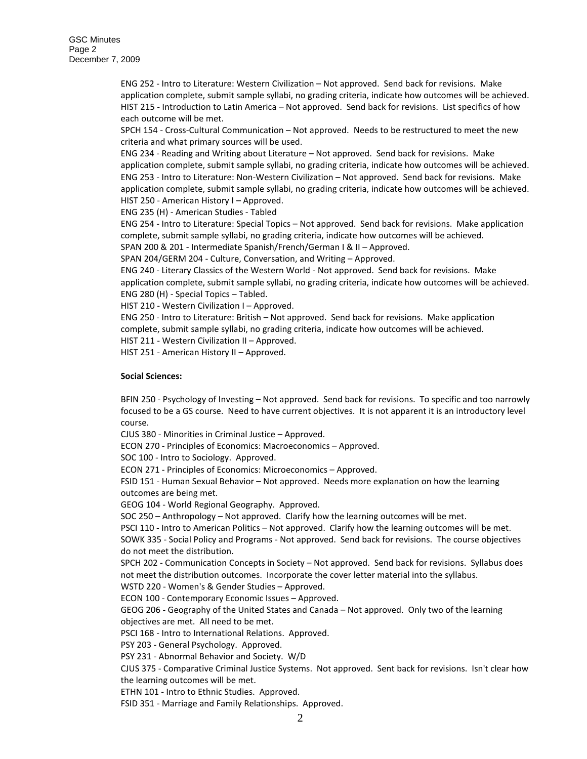ENG 252 - Intro to Literature: Western Civilization – Not approved. Send back for revisions. Make application complete, submit sample syllabi, no grading criteria, indicate how outcomes will be achieved.
HIST 215 - Introduction to Latin America – Not approved. Send back for revisions. List specifics of how each outcome will be met.
SPCH 154 - Cross-Cultural Communication – Not approved. Needs to be restructured to meet the new criteria and what primary sources will be used.
ENG 234 - Reading and Writing about Literature – Not approved. Send back for revisions. Make application complete, submit sample syllabi, no grading criteria, indicate how outcomes will be achieved.
ENG 253 - Intro to Literature: Non-Western Civilization – Not approved. Send back for revisions. Make application complete, submit sample syllabi, no grading criteria, indicate how outcomes will be achieved.
HIST 250 - American History I – Approved.
ENG 235 (H) - American Studies - Tabled
ENG 254 - Intro to Literature: Special Topics – Not approved. Send back for revisions. Make application complete, submit sample syllabi, no grading criteria, indicate how outcomes will be achieved.
SPAN 200 & 201 - Intermediate Spanish/French/German I & II – Approved.
SPAN 204/GERM 204 - Culture, Conversation, and Writing – Approved.
ENG 240 - Literary Classics of the Western World - Not approved. Send back for revisions. Make application complete, submit sample syllabi, no grading criteria, indicate how outcomes will be achieved.
ENG 280 (H) - Special Topics – Tabled.
HIST 210 - Western Civilization I – Approved.
ENG 250 - Intro to Literature: British – Not approved. Send back for revisions. Make application complete, submit sample syllabi, no grading criteria, indicate how outcomes will be achieved.
HIST 211 - Western Civilization II – Approved.
HIST 251 - American History II – Approved.

**Social Sciences:**

BFIN 250 - Psychology of Investing – Not approved. Send back for revisions. To specific and too narrowly focused to be a GS course. Need to have current objectives. It is not apparent it is an introductory level course.
CJUS 380 - Minorities in Criminal Justice – Approved.
ECON 270 - Principles of Economics: Macroeconomics – Approved.
SOC 100 - Intro to Sociology. Approved.
ECON 271 - Principles of Economics: Microeconomics – Approved.
FSID 151 - Human Sexual Behavior – Not approved. Needs more explanation on how the learning outcomes are being met.
GEOG 104 - World Regional Geography. Approved.
SOC 250 – Anthropology – Not approved. Clarify how the learning outcomes will be met.
PSCI 110 - Intro to American Politics – Not approved. Clarify how the learning outcomes will be met.
SOWK 335 - Social Policy and Programs - Not approved. Send back for revisions. The course objectives do not meet the distribution.
SPCH 202 - Communication Concepts in Society – Not approved. Send back for revisions. Syllabus does not meet the distribution outcomes. Incorporate the cover letter material into the syllabus.
WSTD 220 - Women's & Gender Studies – Approved.
ECON 100 - Contemporary Economic Issues – Approved.
GEOG 206 - Geography of the United States and Canada – Not approved. Only two of the learning objectives are met. All need to be met.
PSCI 168 - Intro to International Relations. Approved.
PSY 203 - General Psychology. Approved.
PSY 231 - Abnormal Behavior and Society. W/D
CJUS 375 - Comparative Criminal Justice Systems. Not approved. Sent back for revisions. Isn't clear how the learning outcomes will be met.
ETHN 101 - Intro to Ethnic Studies. Approved.
FSID 351 - Marriage and Family Relationships. Approved.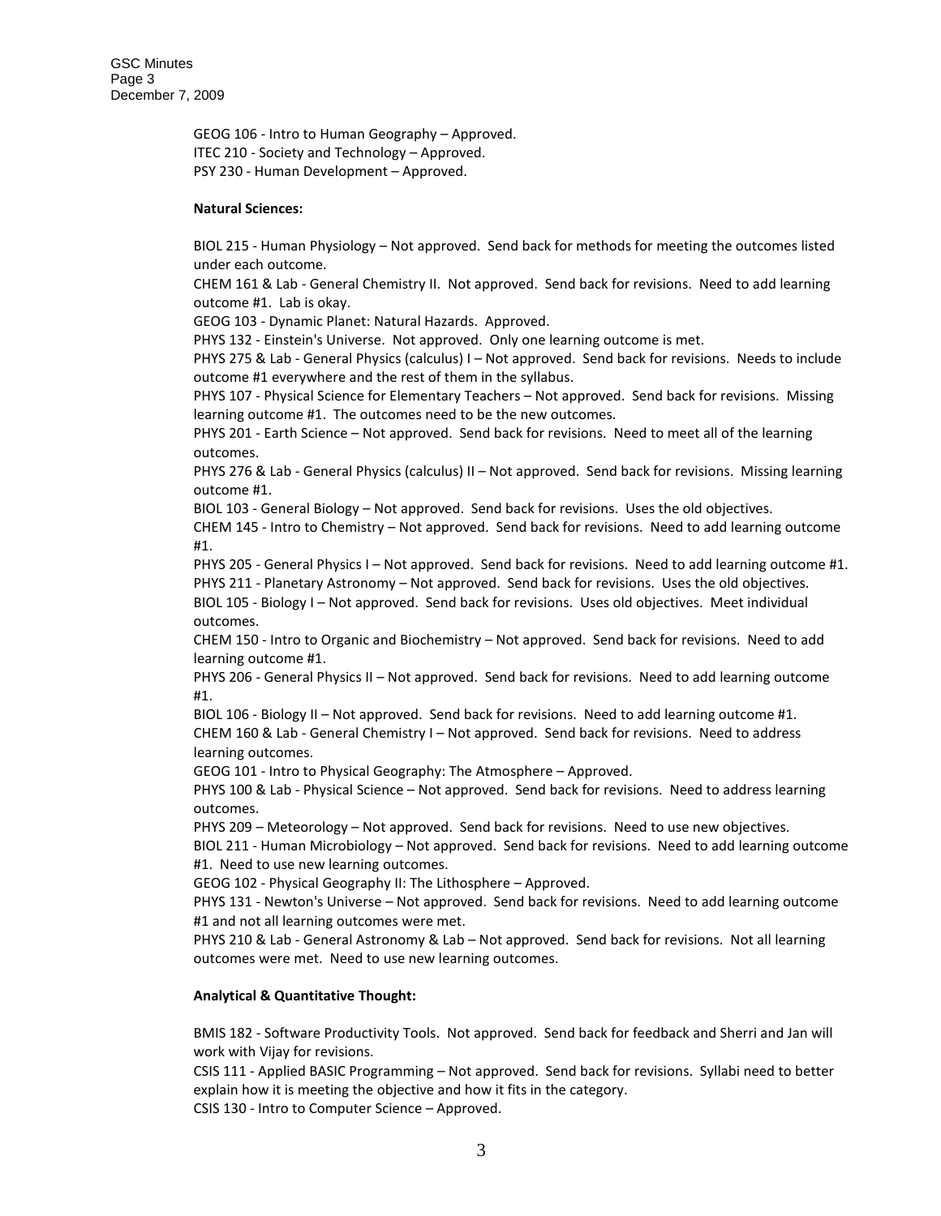GEOG 106 - Intro to Human Geography – Approved.
ITEC 210 - Society and Technology – Approved.
PSY 230 - Human Development – Approved.

**Natural Sciences:**

BIOL 215 - Human Physiology – Not approved. Send back for methods for meeting the outcomes listed under each outcome.
CHEM 161 & Lab - General Chemistry II. Not approved. Send back for revisions. Need to add learning outcome #1. Lab is okay.
GEOG 103 - Dynamic Planet: Natural Hazards. Approved.
PHYS 132 - Einstein's Universe. Not approved. Only one learning outcome is met.
PHYS 275 & Lab - General Physics (calculus) I – Not approved. Send back for revisions. Needs to include outcome #1 everywhere and the rest of them in the syllabus.
PHYS 107 - Physical Science for Elementary Teachers – Not approved. Send back for revisions. Missing learning outcome #1. The outcomes need to be the new outcomes.
PHYS 201 - Earth Science – Not approved. Send back for revisions. Need to meet all of the learning outcomes.
PHYS 276 & Lab - General Physics (calculus) II – Not approved. Send back for revisions. Missing learning outcome #1.
BIOL 103 - General Biology – Not approved. Send back for revisions. Uses the old objectives.
CHEM 145 - Intro to Chemistry – Not approved. Send back for revisions. Need to add learning outcome #1.
PHYS 205 - General Physics I – Not approved. Send back for revisions. Need to add learning outcome #1.
PHYS 211 - Planetary Astronomy – Not approved. Send back for revisions. Uses the old objectives.
BIOL 105 - Biology I – Not approved. Send back for revisions. Uses old objectives. Meet individual outcomes.
CHEM 150 - Intro to Organic and Biochemistry – Not approved. Send back for revisions. Need to add learning outcome #1.
PHYS 206 - General Physics II – Not approved. Send back for revisions. Need to add learning outcome #1.
BIOL 106 - Biology II – Not approved. Send back for revisions. Need to add learning outcome #1.
CHEM 160 & Lab - General Chemistry I – Not approved. Send back for revisions. Need to address learning outcomes.
GEOG 101 - Intro to Physical Geography: The Atmosphere – Approved.
PHYS 100 & Lab - Physical Science – Not approved. Send back for revisions. Need to address learning outcomes.
PHYS 209 – Meteorology – Not approved. Send back for revisions. Need to use new objectives.
BIOL 211 - Human Microbiology – Not approved. Send back for revisions. Need to add learning outcome #1. Need to use new learning outcomes.
GEOG 102 - Physical Geography II: The Lithosphere – Approved.
PHYS 131 - Newton's Universe – Not approved. Send back for revisions. Need to add learning outcome #1 and not all learning outcomes were met.
PHYS 210 & Lab - General Astronomy & Lab – Not approved. Send back for revisions. Not all learning outcomes were met. Need to use new learning outcomes.

**Analytical & Quantitative Thought:**

BMIS 182 - Software Productivity Tools. Not approved. Send back for feedback and Sherri and Jan will work with Vijay for revisions.
CSIS 111 - Applied BASIC Programming – Not approved. Send back for revisions. Syllabi need to better explain how it is meeting the objective and how it fits in the category.
CSIS 130 - Intro to Computer Science – Approved.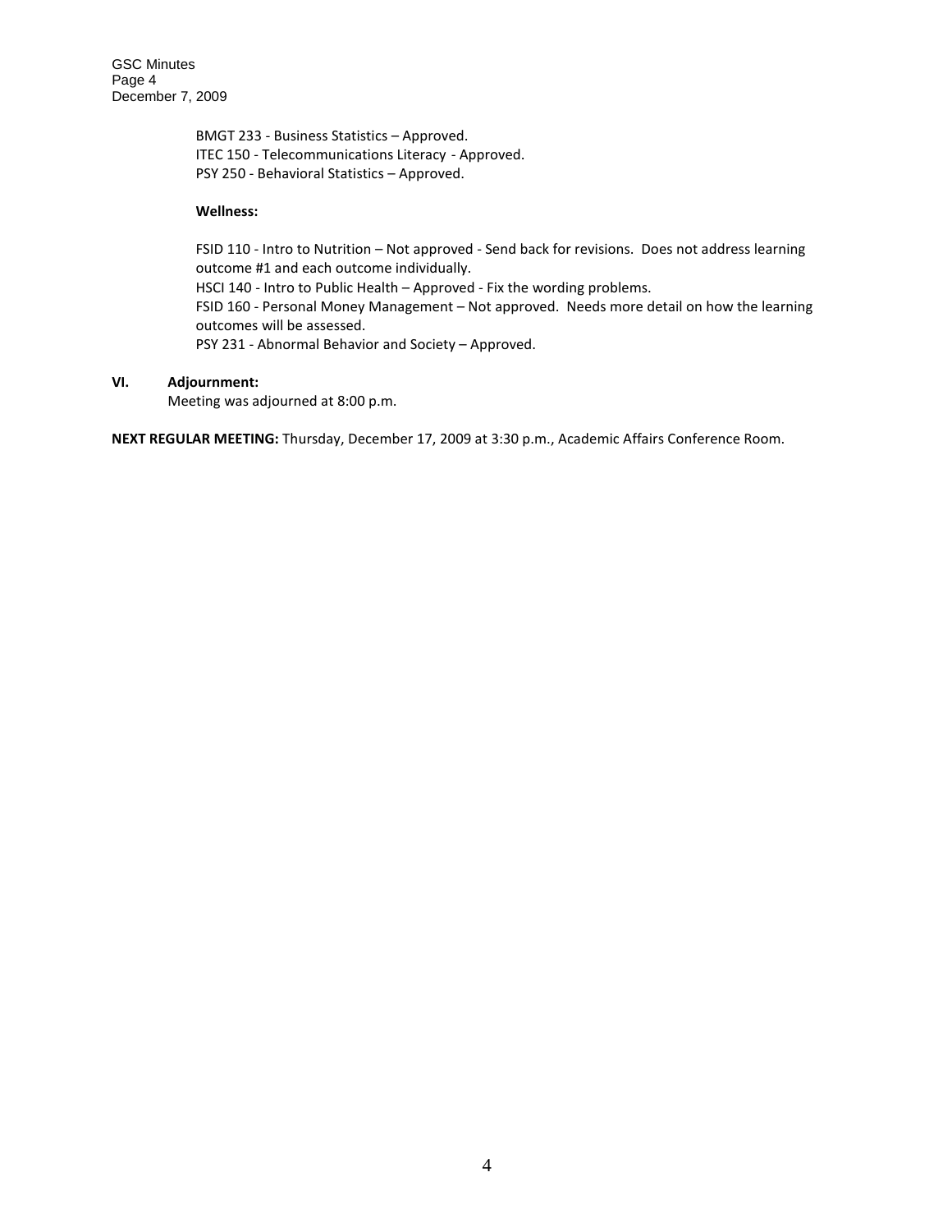BMGT 233 - Business Statistics – Approved.
ITEC 150 - Telecommunications Literacy - Approved.
PSY 250 - Behavioral Statistics – Approved.

**Wellness:**

FSID 110 - Intro to Nutrition – Not approved - Send back for revisions. Does not address learning outcome #1 and each outcome individually.
HSCI 140 - Intro to Public Health – Approved - Fix the wording problems.
FSID 160 - Personal Money Management – Not approved. Needs more detail on how the learning outcomes will be assessed.
PSY 231 - Abnormal Behavior and Society – Approved.

**VI. Adjournment:**

Meeting was adjourned at 8:00 p.m.

**NEXT REGULAR MEETING:** Thursday, December 17, 2009 at 3:30 p.m., Academic Affairs Conference Room.